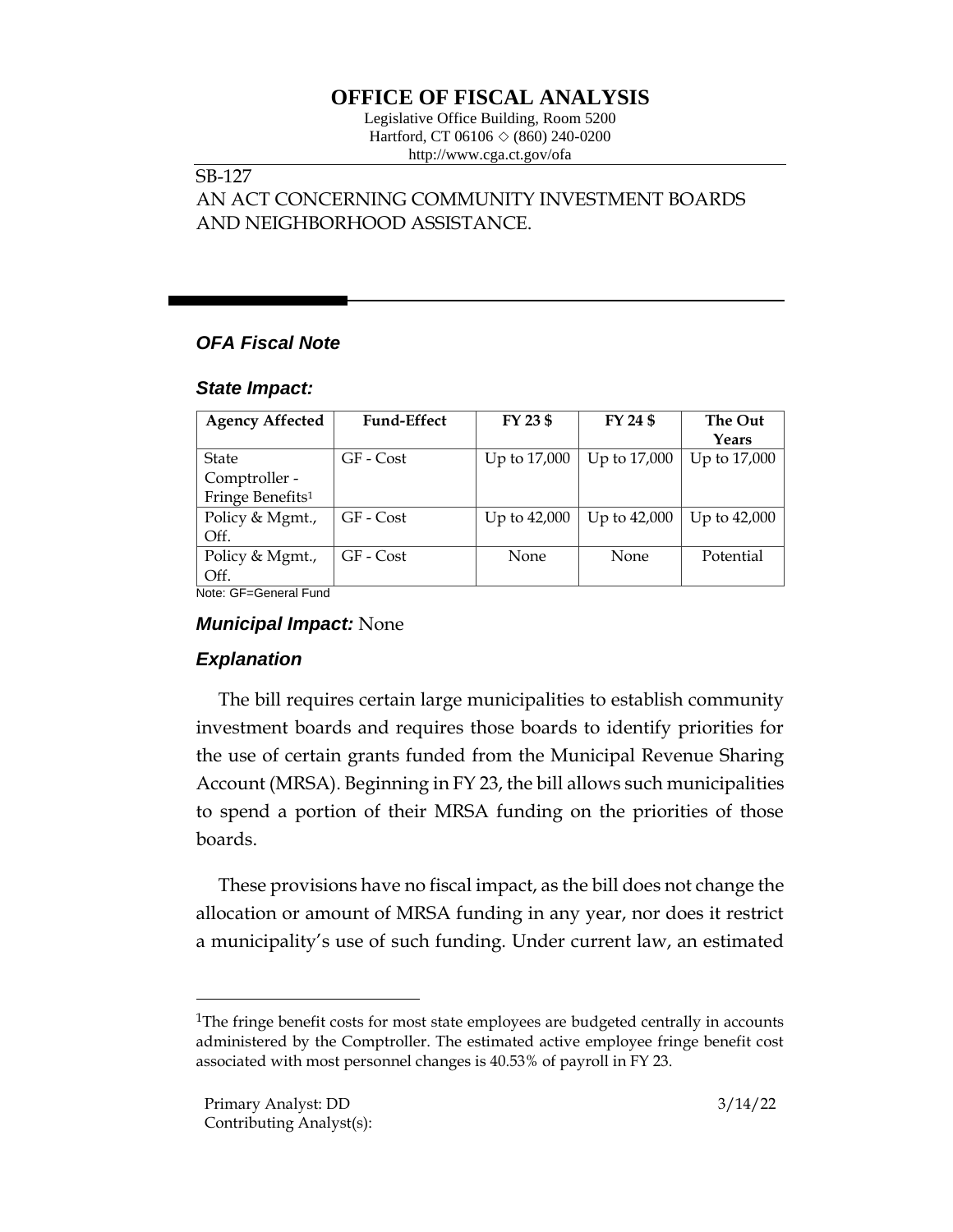# OFFICE OF FISCAL ANALYSIS

Legislative Office Building, Room 5200
Hartford, CT 06106 ◇ (860) 240-0200
http://www.cga.ct.gov/ofa

SB-127
AN ACT CONCERNING COMMUNITY INVESTMENT BOARDS AND NEIGHBORHOOD ASSISTANCE.

## *OFA Fiscal Note*

### *State Impact:*

| Agency Affected | Fund-Effect | FY 23 $ | FY 24 $ | The Out Years |
|---|---|---|---|---|
| State Comptroller - Fringe Benefits[1] | GF - Cost | Up to 17,000 | Up to 17,000 | Up to 17,000 |
| Policy & Mgmt., Off. | GF - Cost | Up to 42,000 | Up to 42,000 | Up to 42,000 |
| Policy & Mgmt., Off. | GF - Cost | None | None | Potential |

Note: GF=General Fund

### *Municipal Impact:* None

### *Explanation*

The bill requires certain large municipalities to establish community investment boards and requires those boards to identify priorities for the use of certain grants funded from the Municipal Revenue Sharing Account (MRSA). Beginning in FY 23, the bill allows such municipalities to spend a portion of their MRSA funding on the priorities of those boards.

These provisions have no fiscal impact, as the bill does not change the allocation or amount of MRSA funding in any year, nor does it restrict a municipality's use of such funding. Under current law, an estimated

[1]The fringe benefit costs for most state employees are budgeted centrally in accounts administered by the Comptroller. The estimated active employee fringe benefit cost associated with most personnel changes is 40.53% of payroll in FY 23.

Primary Analyst: DD
Contributing Analyst(s):

3/14/22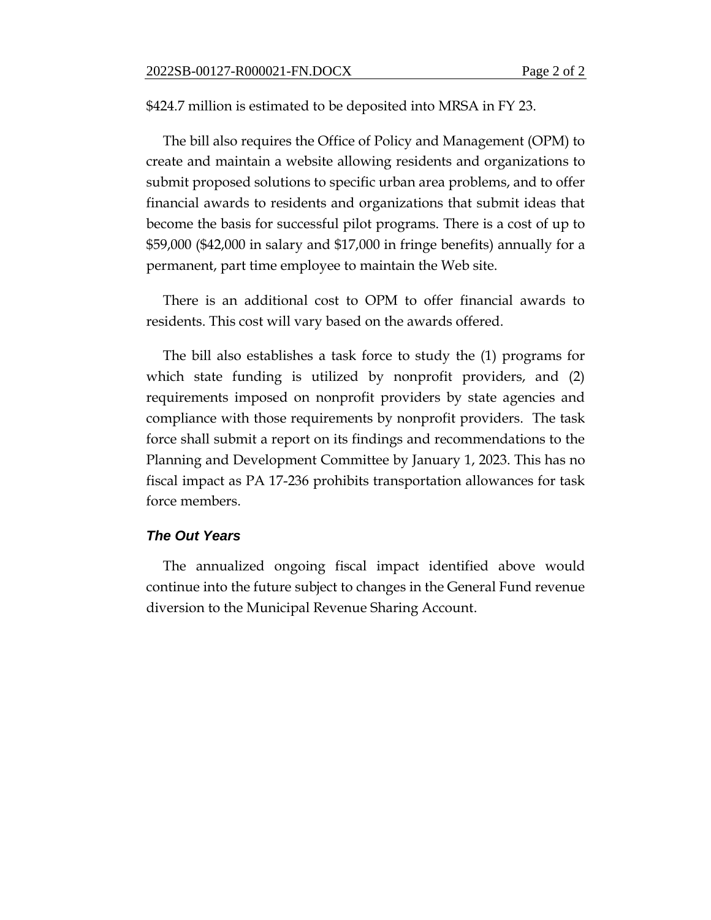$424.7 million is estimated to be deposited into MRSA in FY 23.

The bill also requires the Office of Policy and Management (OPM) to create and maintain a website allowing residents and organizations to submit proposed solutions to specific urban area problems, and to offer financial awards to residents and organizations that submit ideas that become the basis for successful pilot programs. There is a cost of up to $59,000 ($42,000 in salary and $17,000 in fringe benefits) annually for a permanent, part time employee to maintain the Web site.

There is an additional cost to OPM to offer financial awards to residents. This cost will vary based on the awards offered.

The bill also establishes a task force to study the (1) programs for which state funding is utilized by nonprofit providers, and (2) requirements imposed on nonprofit providers by state agencies and compliance with those requirements by nonprofit providers. The task force shall submit a report on its findings and recommendations to the Planning and Development Committee by January 1, 2023. This has no fiscal impact as PA 17-236 prohibits transportation allowances for task force members.

### *The Out Years*

The annualized ongoing fiscal impact identified above would continue into the future subject to changes in the General Fund revenue diversion to the Municipal Revenue Sharing Account.